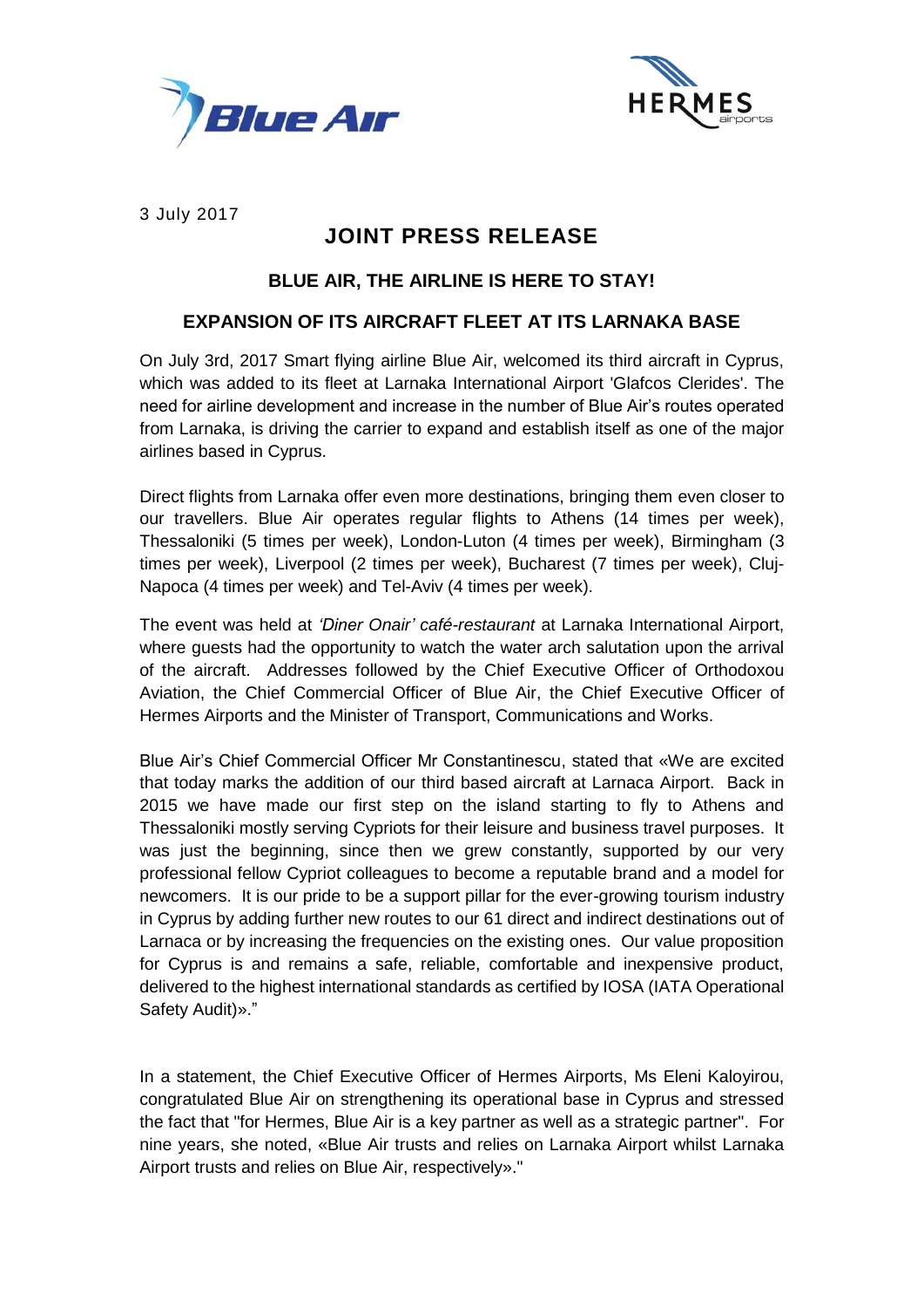3 July 2017

# JOINT PRESS RELEASE

## BLUE AIR, THE AIRLINE IS HERE TO STAY!

## EXPANSION OF ITS AIRCRAFT FLEET AT ITS LARNAKA BASE

On July 3rd, 2017 Smart flying airline Blue Air, welcomed its third aircraft in Cyprus, which was added to its fleet at Larnaka International Airport 'Glafcos Clerides'. The need for airline development and increase in the number of Blue Air's routes operated from Larnaka, is driving the carrier to expand and establish itself as one of the major airlines based in Cyprus.

Direct flights from Larnaka offer even more destinations, bringing them even closer to our travellers. Blue Air operates regular flights to Athens (14 times per week), Thessaloniki (5 times per week), London-Luton (4 times per week), Birmingham (3 times per week), Liverpool (2 times per week), Bucharest (7 times per week), Cluj-Napoca (4 times per week) and Tel-Aviv (4 times per week).

The event was held at *'Diner Onair' café-restaurant* at Larnaka International Airport, where guests had the opportunity to watch the water arch salutation upon the arrival of the aircraft. Addresses followed by the Chief Executive Officer of Orthodoxou Aviation, the Chief Commercial Officer of Blue Air, the Chief Executive Officer of Hermes Airports and the Minister of Transport, Communications and Works.

Blue Air's Chief Commercial Officer Mr Constantinescu, stated that «We are excited that today marks the addition of our third based aircraft at Larnaca Airport. Back in 2015 we have made our first step on the island starting to fly to Athens and Thessaloniki mostly serving Cypriots for their leisure and business travel purposes. It was just the beginning, since then we grew constantly, supported by our very professional fellow Cypriot colleagues to become a reputable brand and a model for newcomers. It is our pride to be a support pillar for the ever-growing tourism industry in Cyprus by adding further new routes to our 61 direct and indirect destinations out of Larnaca or by increasing the frequencies on the existing ones. Our value proposition for Cyprus is and remains a safe, reliable, comfortable and inexpensive product, delivered to the highest international standards as certified by IOSA (IATA Operational Safety Audit)»."

In a statement, the Chief Executive Officer of Hermes Airports, Ms Eleni Kaloyirou, congratulated Blue Air on strengthening its operational base in Cyprus and stressed the fact that "for Hermes, Blue Air is a key partner as well as a strategic partner". For nine years, she noted, «Blue Air trusts and relies on Larnaka Airport whilst Larnaka Airport trusts and relies on Blue Air, respectively»."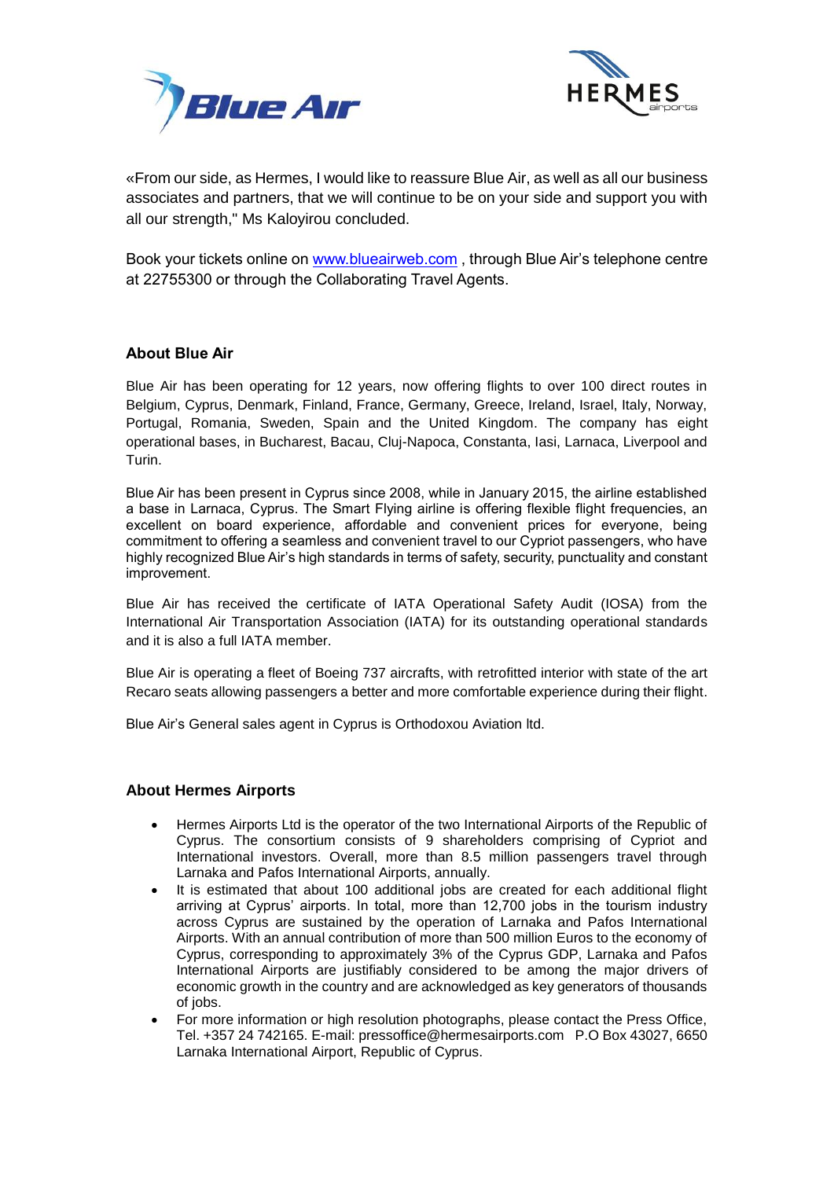«From our side, as Hermes, I would like to reassure Blue Air, as well as all our business associates and partners, that we will continue to be on your side and support you with all our strength," Ms Kaloyirou concluded.

Book your tickets online on [www.blueairweb.com](http://www.blueairweb.com) , through Blue Air's telephone centre at 22755300 or through the Collaborating Travel Agents.

## About Blue Air

Blue Air has been operating for 12 years, now offering flights to over 100 direct routes in Belgium, Cyprus, Denmark, Finland, France, Germany, Greece, Ireland, Israel, Italy, Norway, Portugal, Romania, Sweden, Spain and the United Kingdom. The company has eight operational bases, in Bucharest, Bacau, Cluj-Napoca, Constanta, Iasi, Larnaca, Liverpool and Turin.

Blue Air has been present in Cyprus since 2008, while in January 2015, the airline established a base in Larnaca, Cyprus. The Smart Flying airline is offering flexible flight frequencies, an excellent on board experience, affordable and convenient prices for everyone, being commitment to offering a seamless and convenient travel to our Cypriot passengers, who have highly recognized Blue Air's high standards in terms of safety, security, punctuality and constant improvement.

Blue Air has received the certificate of IATA Operational Safety Audit (IOSA) from the International Air Transportation Association (IATA) for its outstanding operational standards and it is also a full IATA member.

Blue Air is operating a fleet of Boeing 737 aircrafts, with retrofitted interior with state of the art Recaro seats allowing passengers a better and more comfortable experience during their flight.

Blue Air's General sales agent in Cyprus is Orthodoxou Aviation ltd.

## About Hermes Airports

- Hermes Airports Ltd is the operator of the two International Airports of the Republic of Cyprus. The consortium consists of 9 shareholders comprising of Cypriot and International investors. Overall, more than 8.5 million passengers travel through Larnaka and Pafos International Airports, annually.
- It is estimated that about 100 additional jobs are created for each additional flight arriving at Cyprus' airports. In total, more than 12,700 jobs in the tourism industry across Cyprus are sustained by the operation of Larnaka and Pafos International Airports. With an annual contribution of more than 500 million Euros to the economy of Cyprus, corresponding to approximately 3% of the Cyprus GDP, Larnaka and Pafos International Airports are justifiably considered to be among the major drivers of economic growth in the country and are acknowledged as key generators of thousands of jobs.
- For more information or high resolution photographs, please contact the Press Office, Tel. +357 24 742165. E-mail: pressoffice@hermesairports.com P.O Box 43027, 6650 Larnaka International Airport, Republic of Cyprus.